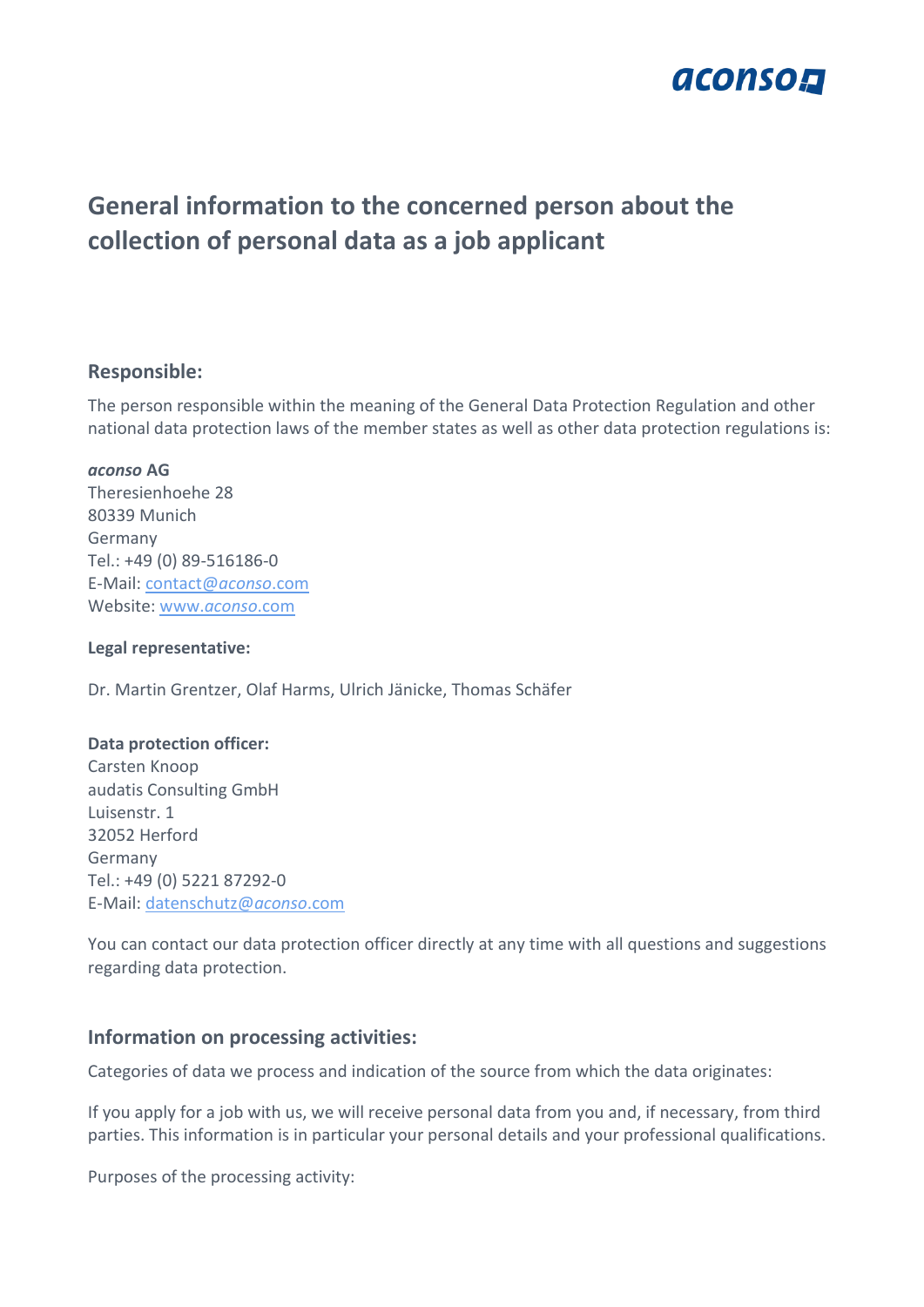# General information to the concerned person about the collection of personal data as a job applicant

## Responsible:

The person responsible within the meaning of the General Data Protection Regulation and other national data protection laws of the member states as well as other data protection regulations is:

***aconso* AG**
Theresienhoehe 28
80339 Munich
Germany
Tel.: +49 (0) 89-516186-0
E-Mail: contact@*aconso*.com
Website: www.*aconso*.com

**Legal representative:**

Dr. Martin Grentzer, Olaf Harms, Ulrich Jänicke, Thomas Schäfer

**Data protection officer:**
Carsten Knoop
audatis Consulting GmbH
Luisenstr. 1
32052 Herford
Germany
Tel.: +49 (0) 5221 87292-0
E-Mail: datenschutz@*aconso*.com

You can contact our data protection officer directly at any time with all questions and suggestions regarding data protection.

## Information on processing activities:

Categories of data we process and indication of the source from which the data originates:

If you apply for a job with us, we will receive personal data from you and, if necessary, from third parties. This information is in particular your personal details and your professional qualifications.

Purposes of the processing activity: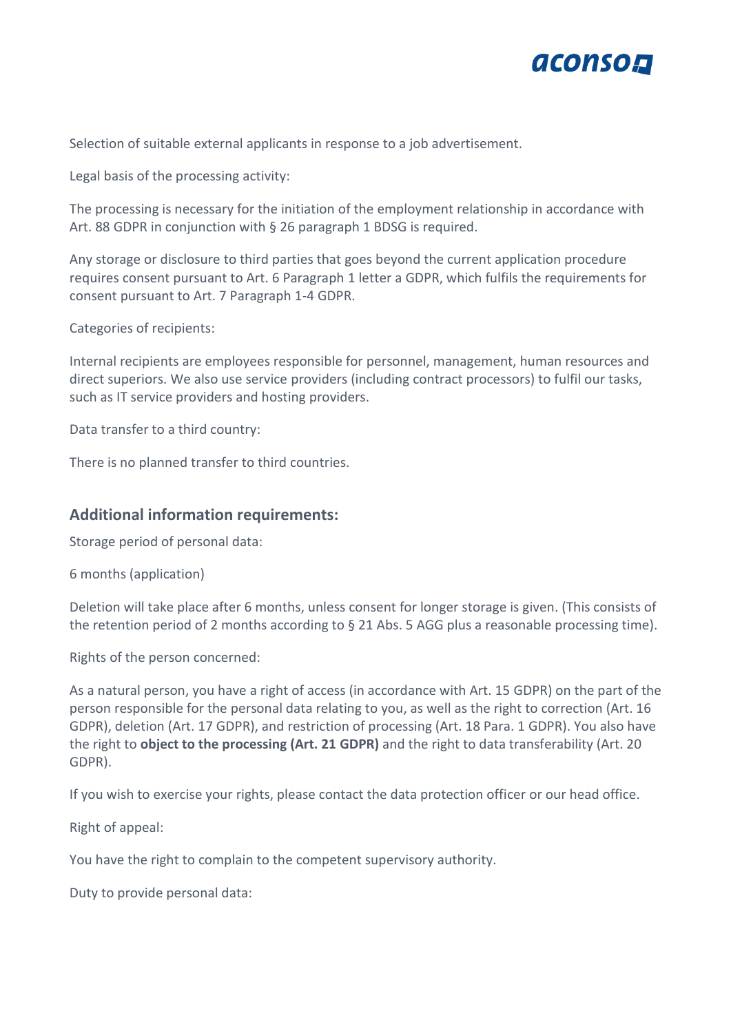Selection of suitable external applicants in response to a job advertisement.

Legal basis of the processing activity:

The processing is necessary for the initiation of the employment relationship in accordance with Art. 88 GDPR in conjunction with § 26 paragraph 1 BDSG is required.

Any storage or disclosure to third parties that goes beyond the current application procedure requires consent pursuant to Art. 6 Paragraph 1 letter a GDPR, which fulfils the requirements for consent pursuant to Art. 7 Paragraph 1-4 GDPR.

Categories of recipients:

Internal recipients are employees responsible for personnel, management, human resources and direct superiors. We also use service providers (including contract processors) to fulfil our tasks, such as IT service providers and hosting providers.

Data transfer to a third country:

There is no planned transfer to third countries.

## Additional information requirements:

Storage period of personal data:

6 months (application)

Deletion will take place after 6 months, unless consent for longer storage is given. (This consists of the retention period of 2 months according to § 21 Abs. 5 AGG plus a reasonable processing time).

Rights of the person concerned:

As a natural person, you have a right of access (in accordance with Art. 15 GDPR) on the part of the person responsible for the personal data relating to you, as well as the right to correction (Art. 16 GDPR), deletion (Art. 17 GDPR), and restriction of processing (Art. 18 Para. 1 GDPR). You also have the right to **object to the processing (Art. 21 GDPR)** and the right to data transferability (Art. 20 GDPR).

If you wish to exercise your rights, please contact the data protection officer or our head office.

Right of appeal:

You have the right to complain to the competent supervisory authority.

Duty to provide personal data: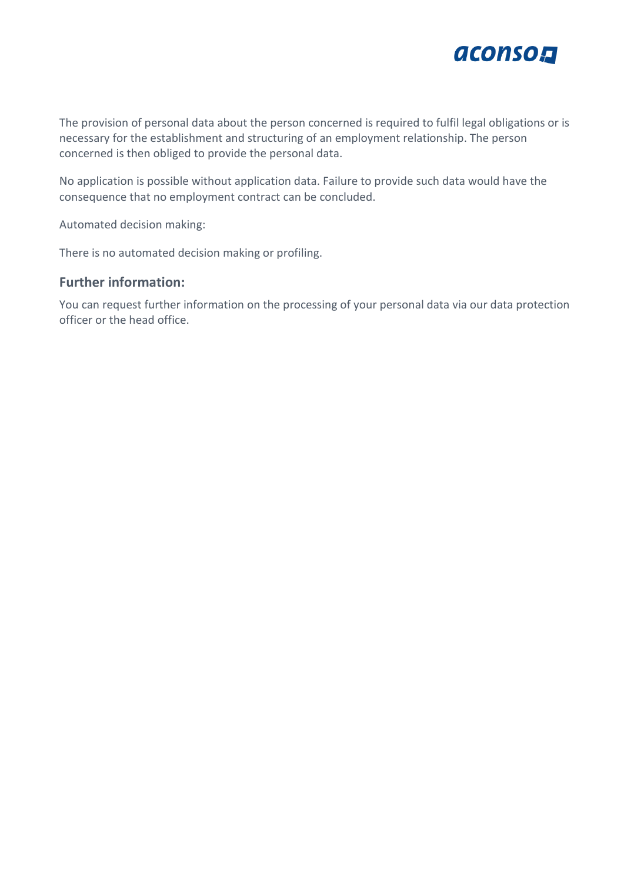The provision of personal data about the person concerned is required to fulfil legal obligations or is necessary for the establishment and structuring of an employment relationship. The person concerned is then obliged to provide the personal data.

No application is possible without application data. Failure to provide such data would have the consequence that no employment contract can be concluded.

Automated decision making:

There is no automated decision making or profiling.

## Further information:

You can request further information on the processing of your personal data via our data protection officer or the head office.